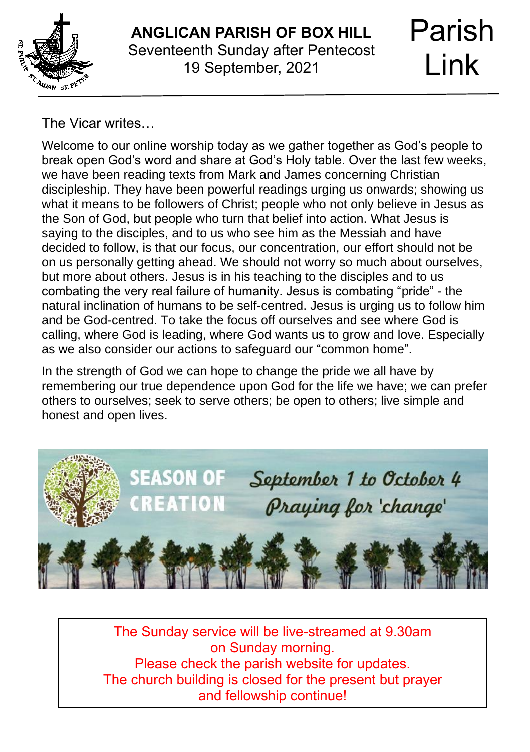# ANGLICAN PARISH OF BOX HILL

Seventeenth Sunday after Pentecost
19 September, 2021

# Parish Link

The Vicar writes…

Welcome to our online worship today as we gather together as God's people to break open God's word and share at God's Holy table. Over the last few weeks, we have been reading texts from Mark and James concerning Christian discipleship. They have been powerful readings urging us onwards; showing us what it means to be followers of Christ; people who not only believe in Jesus as the Son of God, but people who turn that belief into action. What Jesus is saying to the disciples, and to us who see him as the Messiah and have decided to follow, is that our focus, our concentration, our effort should not be on us personally getting ahead. We should not worry so much about ourselves, but more about others. Jesus is in his teaching to the disciples and to us combating the very real failure of humanity. Jesus is combating "pride" - the natural inclination of humans to be self-centred. Jesus is urging us to follow him and be God-centred. To take the focus off ourselves and see where God is calling, where God is leading, where God wants us to grow and love. Especially as we also consider our actions to safeguard our "common home".

In the strength of God we can hope to change the pride we all have by remembering our true dependence upon God for the life we have; we can prefer others to ourselves; seek to serve others; be open to others; live simple and honest and open lives.

SEASON OF CREATION

*September 1 to October 4*
*Praying for 'change'*

The Sunday service will be live-streamed at 9.30am on Sunday morning.
Please check the parish website for updates.
The church building is closed for the present but prayer and fellowship continue!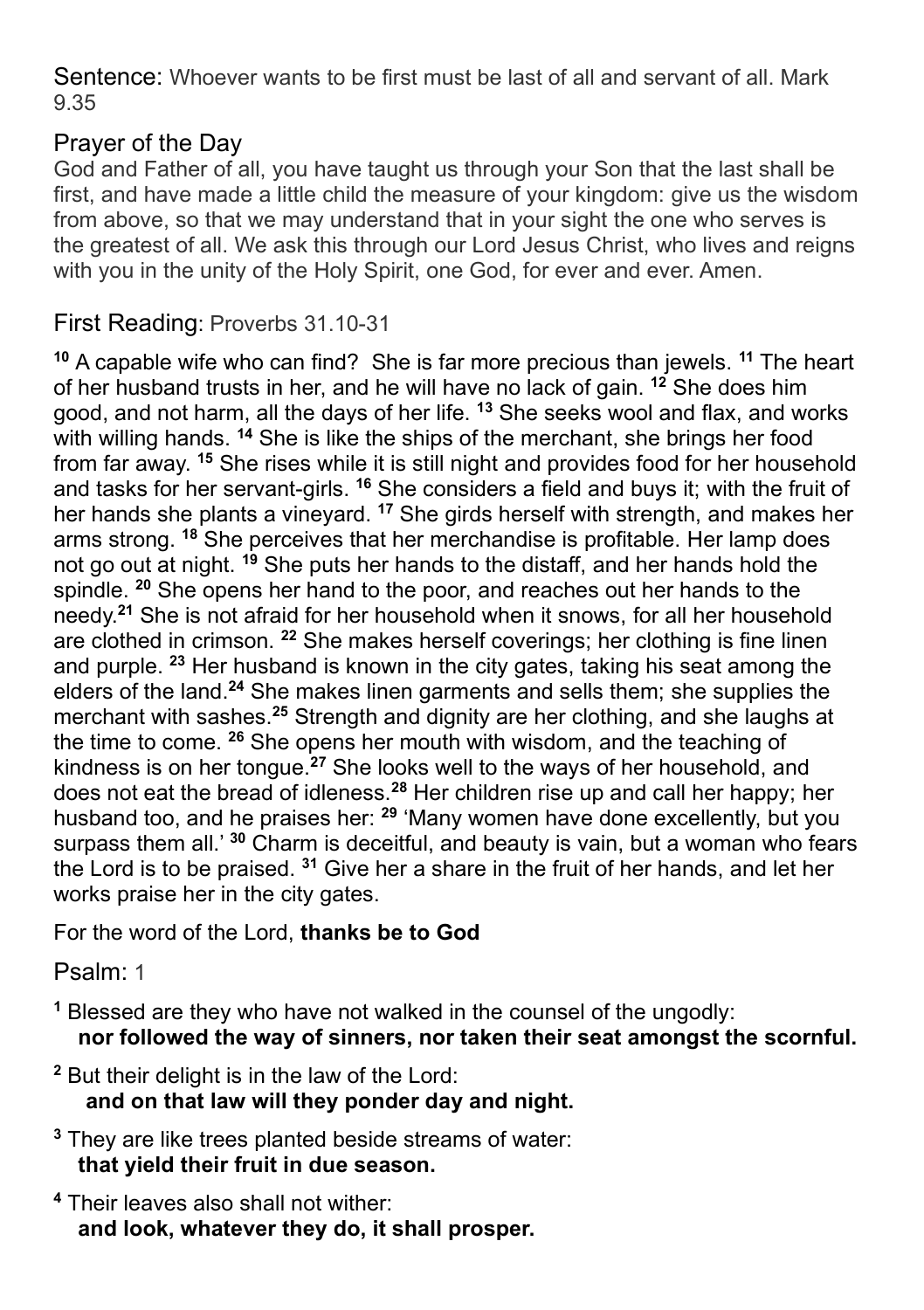Sentence: Whoever wants to be first must be last of all and servant of all. Mark 9.35

## Prayer of the Day

God and Father of all, you have taught us through your Son that the last shall be first, and have made a little child the measure of your kingdom: give us the wisdom from above, so that we may understand that in your sight the one who serves is the greatest of all. We ask this through our Lord Jesus Christ, who lives and reigns with you in the unity of the Holy Spirit, one God, for ever and ever. Amen.

## First Reading: Proverbs 31.10-31

**10** A capable wife who can find? She is far more precious than jewels. **11** The heart of her husband trusts in her, and he will have no lack of gain. **12** She does him good, and not harm, all the days of her life. **13** She seeks wool and flax, and works with willing hands. **14** She is like the ships of the merchant, she brings her food from far away. **15** She rises while it is still night and provides food for her household and tasks for her servant-girls. **16** She considers a field and buys it; with the fruit of her hands she plants a vineyard. **17** She girds herself with strength, and makes her arms strong. **18** She perceives that her merchandise is profitable. Her lamp does not go out at night. **19** She puts her hands to the distaff, and her hands hold the spindle. **20** She opens her hand to the poor, and reaches out her hands to the needy.**21** She is not afraid for her household when it snows, for all her household are clothed in crimson. **22** She makes herself coverings; her clothing is fine linen and purple. **23** Her husband is known in the city gates, taking his seat among the elders of the land.**24** She makes linen garments and sells them; she supplies the merchant with sashes.**25** Strength and dignity are her clothing, and she laughs at the time to come. **26** She opens her mouth with wisdom, and the teaching of kindness is on her tongue.**27** She looks well to the ways of her household, and does not eat the bread of idleness.**28** Her children rise up and call her happy; her husband too, and he praises her: **29** 'Many women have done excellently, but you surpass them all.' **30** Charm is deceitful, and beauty is vain, but a woman who fears the Lord is to be praised. **31** Give her a share in the fruit of her hands, and let her works praise her in the city gates.

For the word of the Lord, **thanks be to God**

## Psalm: 1

**1** Blessed are they who have not walked in the counsel of the ungodly:
**nor followed the way of sinners, nor taken their seat amongst the scornful.**

**2** But their delight is in the law of the Lord:
**and on that law will they ponder day and night.**

**3** They are like trees planted beside streams of water:
**that yield their fruit in due season.**

**4** Their leaves also shall not wither:
**and look, whatever they do, it shall prosper.**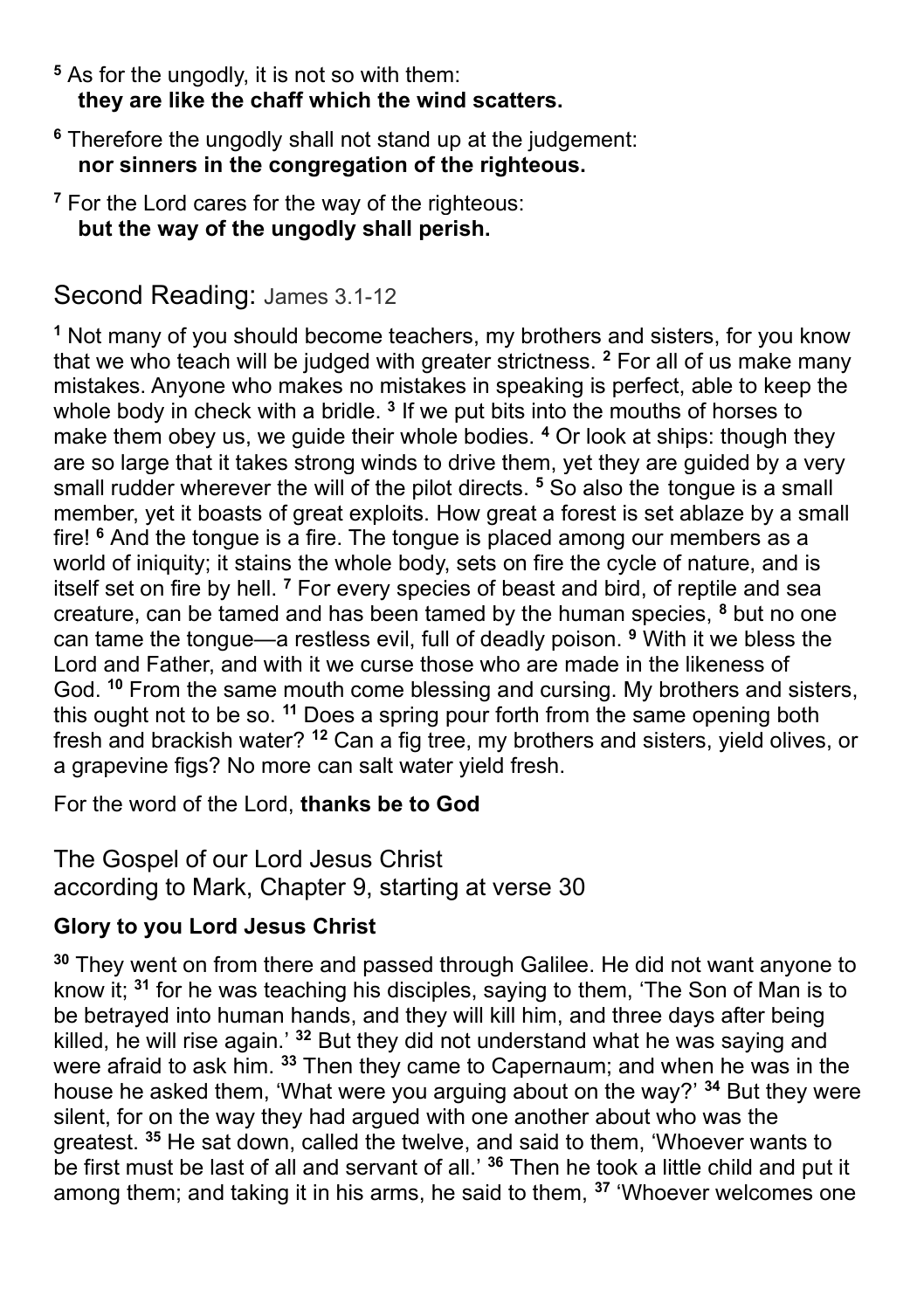[5] As for the ungodly, it is not so with them:
**they are like the chaff which the wind scatters.**

[6] Therefore the ungodly shall not stand up at the judgement:
**nor sinners in the congregation of the righteous.**

[7] For the Lord cares for the way of the righteous:
**but the way of the ungodly shall perish.**

## Second Reading: James 3.1-12

[1] Not many of you should become teachers, my brothers and sisters, for you know that we who teach will be judged with greater strictness. [2] For all of us make many mistakes. Anyone who makes no mistakes in speaking is perfect, able to keep the whole body in check with a bridle. [3] If we put bits into the mouths of horses to make them obey us, we guide their whole bodies. [4] Or look at ships: though they are so large that it takes strong winds to drive them, yet they are guided by a very small rudder wherever the will of the pilot directs. [5] So also the tongue is a small member, yet it boasts of great exploits. How great a forest is set ablaze by a small fire! [6] And the tongue is a fire. The tongue is placed among our members as a world of iniquity; it stains the whole body, sets on fire the cycle of nature, and is itself set on fire by hell. [7] For every species of beast and bird, of reptile and sea creature, can be tamed and has been tamed by the human species, [8] but no one can tame the tongue—a restless evil, full of deadly poison. [9] With it we bless the Lord and Father, and with it we curse those who are made in the likeness of God. [10] From the same mouth come blessing and cursing. My brothers and sisters, this ought not to be so. [11] Does a spring pour forth from the same opening both fresh and brackish water? [12] Can a fig tree, my brothers and sisters, yield olives, or a grapevine figs? No more can salt water yield fresh.

For the word of the Lord, **thanks be to God**

## The Gospel of our Lord Jesus Christ according to Mark, Chapter 9, starting at verse 30

**Glory to you Lord Jesus Christ**

[30] They went on from there and passed through Galilee. He did not want anyone to know it; [31] for he was teaching his disciples, saying to them, 'The Son of Man is to be betrayed into human hands, and they will kill him, and three days after being killed, he will rise again.' [32] But they did not understand what he was saying and were afraid to ask him. [33] Then they came to Capernaum; and when he was in the house he asked them, 'What were you arguing about on the way?' [34] But they were silent, for on the way they had argued with one another about who was the greatest. [35] He sat down, called the twelve, and said to them, 'Whoever wants to be first must be last of all and servant of all.' [36] Then he took a little child and put it among them; and taking it in his arms, he said to them, [37] 'Whoever welcomes one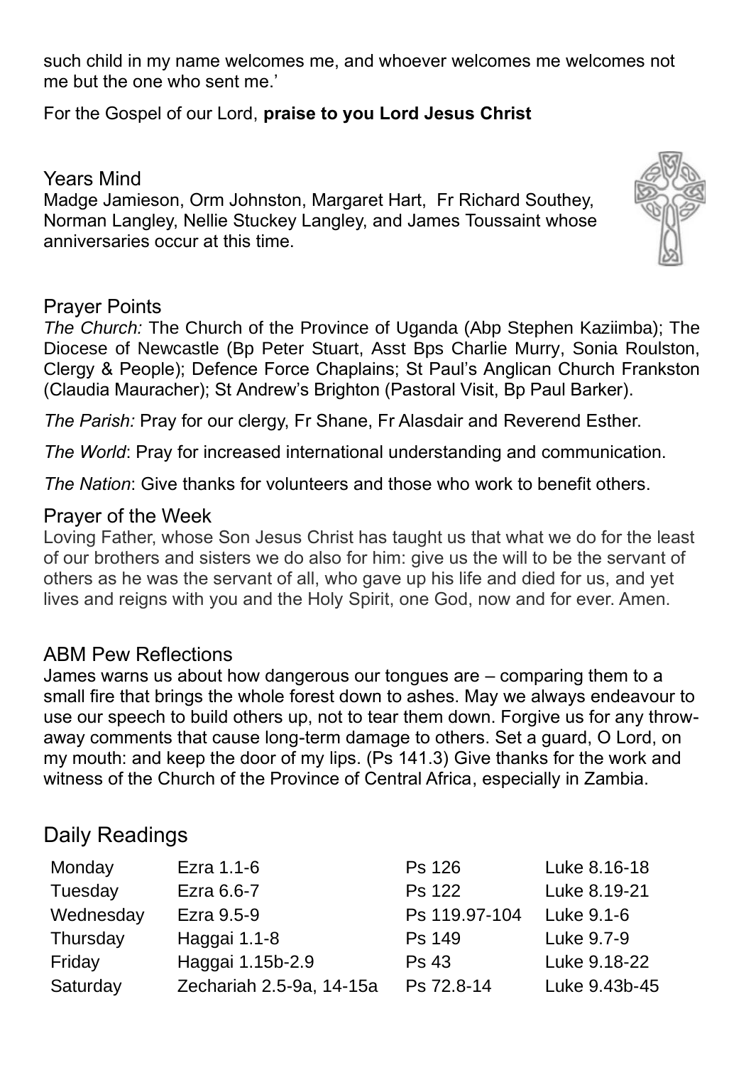such child in my name welcomes me, and whoever welcomes me welcomes not me but the one who sent me.'

For the Gospel of our Lord, **praise to you Lord Jesus Christ**

## Years Mind

Madge Jamieson, Orm Johnston, Margaret Hart, Fr Richard Southey, Norman Langley, Nellie Stuckey Langley, and James Toussaint whose anniversaries occur at this time.

## Prayer Points

*The Church:* The Church of the Province of Uganda (Abp Stephen Kaziimba); The Diocese of Newcastle (Bp Peter Stuart, Asst Bps Charlie Murry, Sonia Roulston, Clergy & People); Defence Force Chaplains; St Paul's Anglican Church Frankston (Claudia Mauracher); St Andrew's Brighton (Pastoral Visit, Bp Paul Barker).

*The Parish:* Pray for our clergy, Fr Shane, Fr Alasdair and Reverend Esther.

*The World*: Pray for increased international understanding and communication.

*The Nation*: Give thanks for volunteers and those who work to benefit others.

## Prayer of the Week

Loving Father, whose Son Jesus Christ has taught us that what we do for the least of our brothers and sisters we do also for him: give us the will to be the servant of others as he was the servant of all, who gave up his life and died for us, and yet lives and reigns with you and the Holy Spirit, one God, now and for ever. Amen.

## ABM Pew Reflections

James warns us about how dangerous our tongues are – comparing them to a small fire that brings the whole forest down to ashes. May we always endeavour to use our speech to build others up, not to tear them down. Forgive us for any throw-away comments that cause long-term damage to others. Set a guard, O Lord, on my mouth: and keep the door of my lips. (Ps 141.3) Give thanks for the work and witness of the Church of the Province of Central Africa, especially in Zambia.

## Daily Readings

| | | | |
|---|---|---|---|
| Monday | Ezra 1.1-6 | Ps 126 | Luke 8.16-18 |
| Tuesday | Ezra 6.6-7 | Ps 122 | Luke 8.19-21 |
| Wednesday | Ezra 9.5-9 | Ps 119.97-104 | Luke 9.1-6 |
| Thursday | Haggai 1.1-8 | Ps 149 | Luke 9.7-9 |
| Friday | Haggai 1.15b-2.9 | Ps 43 | Luke 9.18-22 |
| Saturday | Zechariah 2.5-9a, 14-15a | Ps 72.8-14 | Luke 9.43b-45 |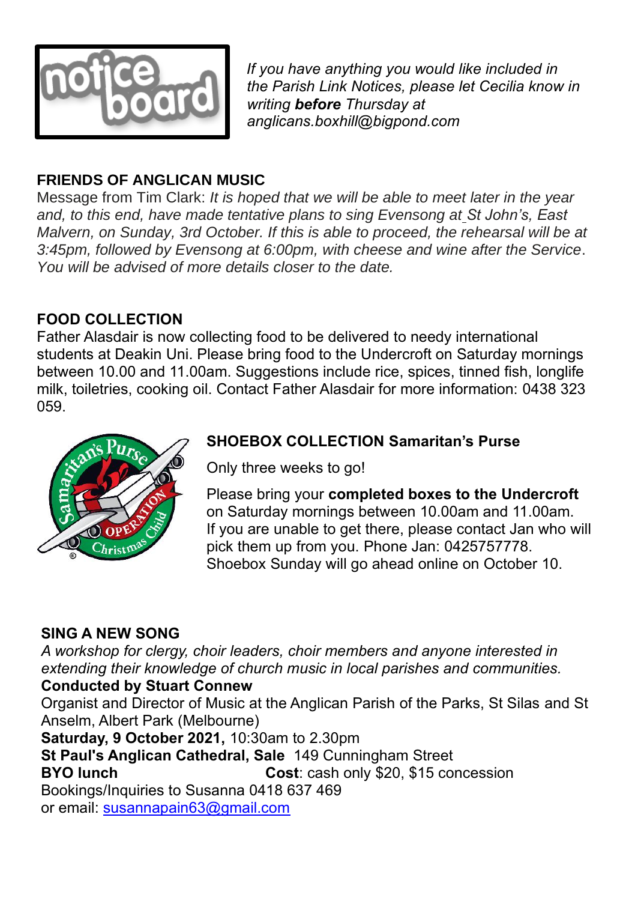*If you have anything you would like included in the Parish Link Notices, please let Cecilia know in writing **before** Thursday at anglicans.boxhill@bigpond.com*

## FRIENDS OF ANGLICAN MUSIC

Message from Tim Clark: *It is hoped that we will be able to meet later in the year and, to this end, have made tentative plans to sing Evensong at St John's, East Malvern, on Sunday, 3rd October. If this is able to proceed, the rehearsal will be at 3:45pm, followed by Evensong at 6:00pm, with cheese and wine after the Service. You will be advised of more details closer to the date.*

## FOOD COLLECTION

Father Alasdair is now collecting food to be delivered to needy international students at Deakin Uni. Please bring food to the Undercroft on Saturday mornings between 10.00 and 11.00am. Suggestions include rice, spices, tinned fish, longlife milk, toiletries, cooking oil. Contact Father Alasdair for more information: 0438 323 059.

## SHOEBOX COLLECTION Samaritan's Purse

Only three weeks to go!

Please bring your **completed boxes to the Undercroft** on Saturday mornings between 10.00am and 11.00am. If you are unable to get there, please contact Jan who will pick them up from you. Phone Jan: 0425757778. Shoebox Sunday will go ahead online on October 10.

## SING A NEW SONG

*A workshop for clergy, choir leaders, choir members and anyone interested in extending their knowledge of church music in local parishes and communities.*

**Conducted by Stuart Connew**

Organist and Director of Music at the Anglican Parish of the Parks, St Silas and St Anselm, Albert Park (Melbourne)

**Saturday, 9 October 2021,** 10:30am to 2.30pm

**St Paul's Anglican Cathedral, Sale** 149 Cunningham Street

**BYO lunch** **Cost**: cash only $20, $15 concession

Bookings/Inquiries to Susanna 0418 637 469

or email: susannapain63@gmail.com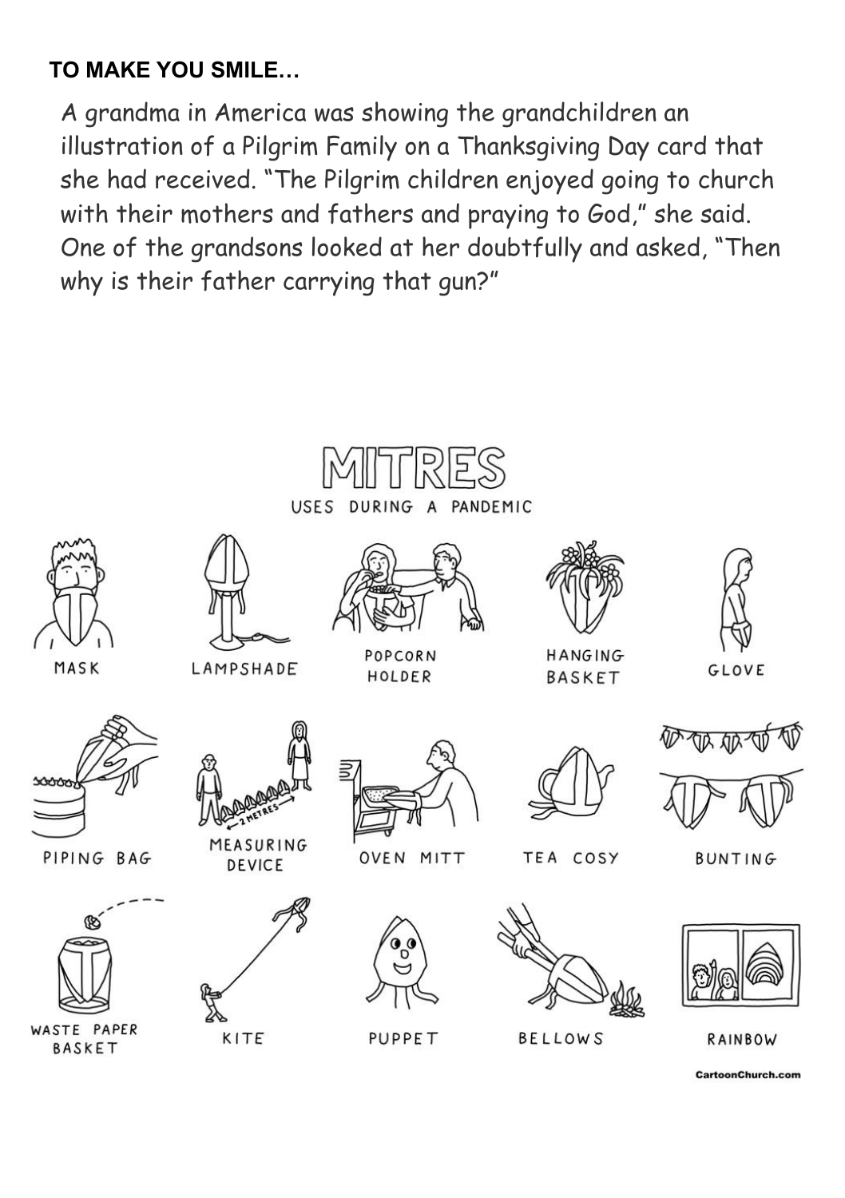**TO MAKE YOU SMILE…**

A grandma in America was showing the grandchildren an illustration of a Pilgrim Family on a Thanksgiving Day card that she had received. "The Pilgrim children enjoyed going to church with their mothers and fathers and praying to God," she said. One of the grandsons looked at her doubtfully and asked, "Then why is their father carrying that gun?"

# MITRES

USES DURING A PANDEMIC

MASK

LAMPSHADE

POPCORN HOLDER

HANGING BASKET

GLOVE

PIPING BAG

MEASURING DEVICE

2 METRES

OVEN MITT

TEA COSY

BUNTING

WASTE PAPER BASKET

KITE

PUPPET

BELLOWS

RAINBOW

CartoonChurch.com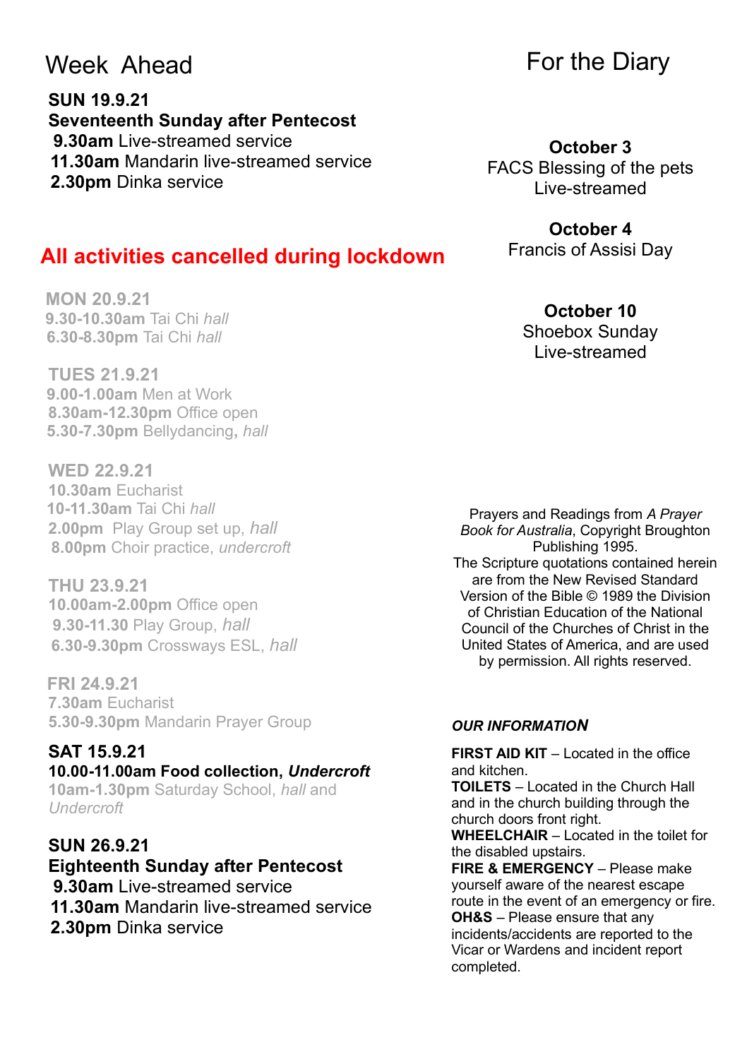## Week Ahead

**SUN 19.9.21**
**Seventeenth Sunday after Pentecost**
**9.30am** Live-streamed service
**11.30am** Mandarin live-streamed service
**2.30pm** Dinka service

## All activities cancelled during lockdown

**MON 20.9.21**
**9.30-10.30am** Tai Chi *hall*
**6.30-8.30pm** Tai Chi *hall*

**TUES 21.9.21**
**9.00-1.00am** Men at Work
**8.30am-12.30pm** Office open
**5.30-7.30pm** Bellydancing**,** *hall*

**WED 22.9.21**
**10.30am** Eucharist
**10-11.30am** Tai Chi *hall*
**2.00pm** Play Group set up, *hall*
**8.00pm** Choir practice, *undercroft*

**THU 23.9.21**
**10.00am-2.00pm** Office open
**9.30-11.30** Play Group, *hall*
**6.30-9.30pm** Crossways ESL, *hall*

**FRI 24.9.21**
**7.30am** Eucharist
**5.30-9.30pm** Mandarin Prayer Group

**SAT 15.9.21**
**10.00-11.00am Food collection, *Undercroft***
**10am-1.30pm** Saturday School, *hall* and *Undercroft*

**SUN 26.9.21**
**Eighteenth Sunday after Pentecost**
**9.30am** Live-streamed service
**11.30am** Mandarin live-streamed service
**2.30pm** Dinka service

## For the Diary

**October 3**
FACS Blessing of the pets
Live-streamed

**October 4**
Francis of Assisi Day

**October 10**
Shoebox Sunday
Live-streamed

Prayers and Readings from *A Prayer Book for Australia*, Copyright Broughton Publishing 1995.
The Scripture quotations contained herein are from the New Revised Standard Version of the Bible © 1989 the Division of Christian Education of the National Council of the Churches of Christ in the United States of America, and are used by permission. All rights reserved.

***OUR INFORMATION***

**FIRST AID KIT** – Located in the office and kitchen.
**TOILETS** – Located in the Church Hall and in the church building through the church doors front right.
**WHEELCHAIR** – Located in the toilet for the disabled upstairs.
**FIRE & EMERGENCY** – Please make yourself aware of the nearest escape route in the event of an emergency or fire.
**OH&S** – Please ensure that any incidents/accidents are reported to the Vicar or Wardens and incident report completed.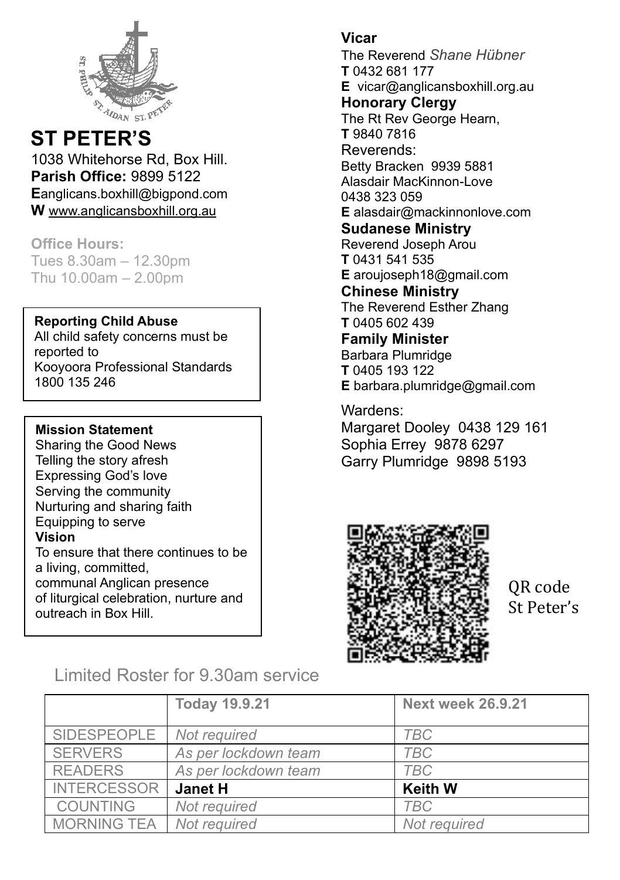# ST PETER'S

1038 Whitehorse Rd, Box Hill.
**Parish Office:** 9899 5122
**E**anglicans.boxhill@bigpond.com
**W** www.anglicansboxhill.org.au

**Office Hours:**
Tues 8.30am – 12.30pm
Thu 10.00am – 2.00pm

**Reporting Child Abuse**
All child safety concerns must be reported to
Kooyoora Professional Standards
1800 135 246

**Mission Statement**
Sharing the Good News
Telling the story afresh
Expressing God's love
Serving the community
Nurturing and sharing faith
Equipping to serve

**Vision**
To ensure that there continues to be a living, committed, communal Anglican presence of liturgical celebration, nurture and outreach in Box Hill.

**Vicar**
The Reverend *Shane Hübner*
**T** 0432 681 177
**E** vicar@anglicansboxhill.org.au

**Honorary Clergy**
The Rt Rev George Hearn,
**T** 9840 7816
Reverends:
Betty Bracken 9939 5881
Alasdair MacKinnon-Love
0438 323 059
**E** alasdair@mackinnonlove.com

**Sudanese Ministry**
Reverend Joseph Arou
**T** 0431 541 535
**E** aroujoseph18@gmail.com

**Chinese Ministry**
The Reverend Esther Zhang
**T** 0405 602 439

**Family Minister**
Barbara Plumridge
**T** 0405 193 122
**E** barbara.plumridge@gmail.com

Wardens:
Margaret Dooley 0438 129 161
Sophia Errey 9878 6297
Garry Plumridge 9898 5193

QR code
St Peter's

## Limited Roster for 9.30am service

| | **Today 19.9.21** | **Next week 26.9.21** |
|---|---|---|
| SIDESPEOPLE | *Not required* | *TBC* |
| SERVERS | *As per lockdown team* | *TBC* |
| READERS | *As per lockdown team* | *TBC* |
| INTERCESSOR | **Janet H** | **Keith W** |
| COUNTING | *Not required* | *TBC* |
| MORNING TEA | *Not required* | *Not required* |